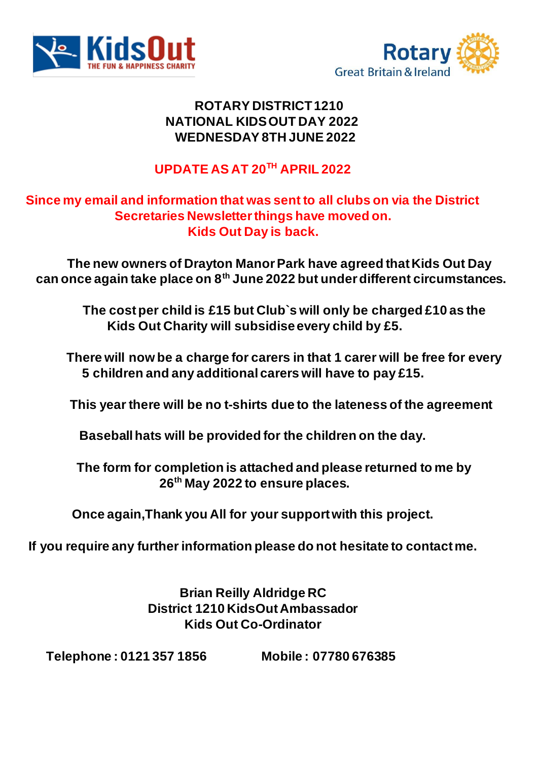KidsOut THE FUN & HAPPINESS CHARITY

Rotary Great Britain & Ireland

**ROTARY DISTRICT 1210**
**NATIONAL KIDS OUT DAY 2022**
**WEDNESDAY 8TH JUNE 2022**

**UPDATE AS AT 20TH APRIL 2022**

**Since my email and information that was sent to all clubs on via the District Secretaries Newsletter things have moved on.**
**Kids Out Day is back.**

**The new owners of Drayton Manor Park have agreed that Kids Out Day can once again take place on 8th June 2022 but under different circumstances.**

**The cost per child is £15 but Club`s will only be charged £10 as the Kids Out Charity will subsidise every child by £5.**

**There will now be a charge for carers in that 1 carer will be free for every 5 children and any additional carers will have to pay £15.**

**This year there will be no t-shirts due to the lateness of the agreement**

**Baseball hats will be provided for the children on the day.**

**The form for completion is attached and please returned to me by 26th May 2022 to ensure places.**

**Once again,Thank you All for your support with this project.**

**If you require any further information please do not hesitate to contact me.**

**Brian Reilly Aldridge RC**
**District 1210 KidsOut Ambassador**
**Kids Out Co-Ordinator**

**Telephone : 0121 357 1856** **Mobile : 07780 676385**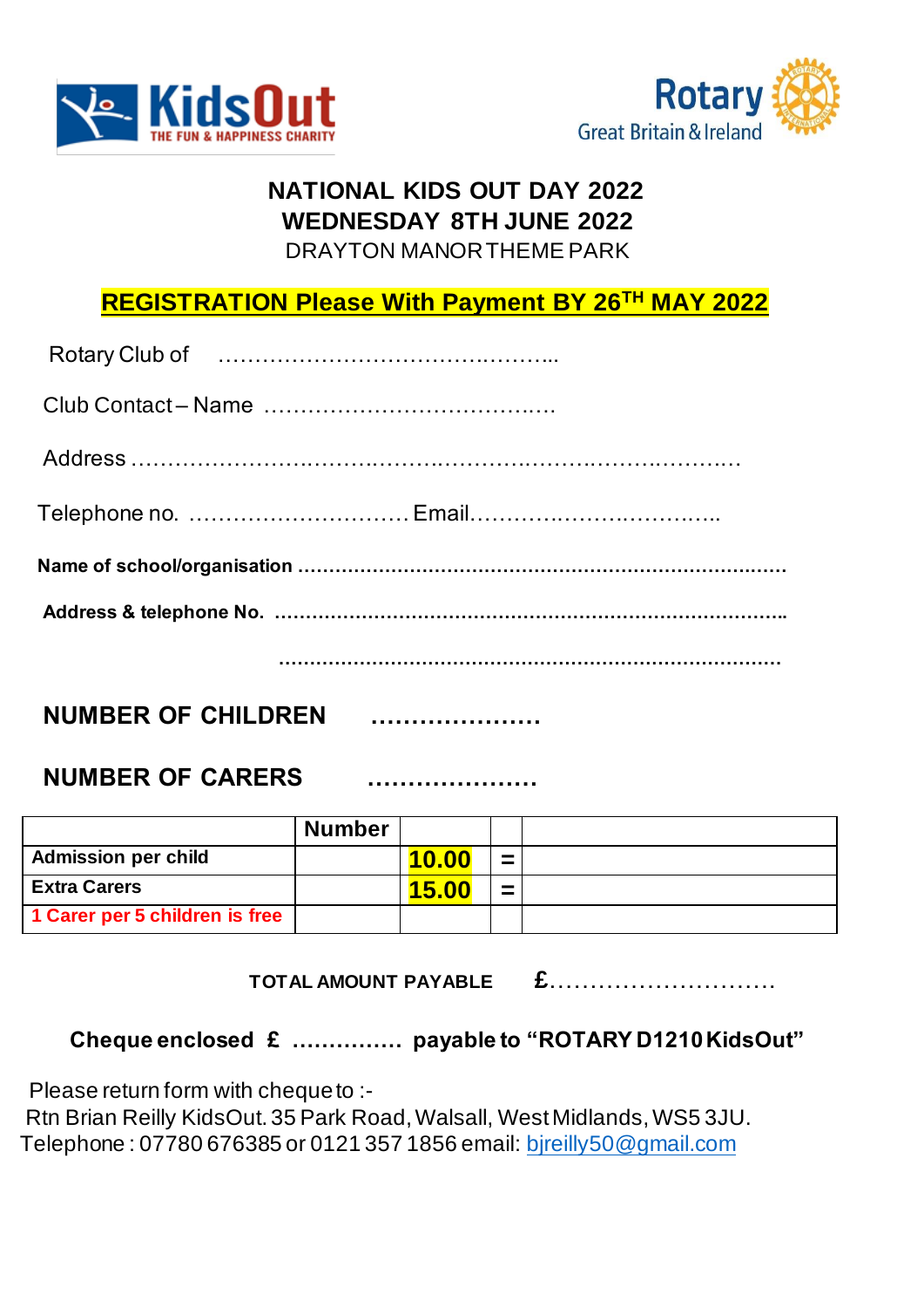KidsOut THE FUN & HAPPINESS CHARITY

Rotary Great Britain & Ireland

## NATIONAL KIDS OUT DAY 2022
## WEDNESDAY 8TH JUNE 2022

DRAYTON MANOR THEME PARK

**REGISTRATION Please With Payment BY 26TH MAY 2022**

Rotary Club of ………………………………….……...

Club Contact – Name ……………………………….….

Address …………………….……….…………….………….……….…….……..…

Telephone no. ………………………… Email.………….………….…………..

**Name of school/organisation ………………………………………………………….……**

**Address & telephone No. ……………………………………………………………………..**

**…………………………………………………………………………**

**NUMBER OF CHILDREN …………………**

**NUMBER OF CARERS …………………**

| | Number | | | |
|---|---|---|---|---|
| **Admission per child** | | **10.00** | = | |
| **Extra Carers** | | **15.00** | = | |
| **1 Carer per 5 children is free** | | | | |

**TOTAL AMOUNT PAYABLE £…………………………**

**Cheque enclosed £ …………… payable to "ROTARY D1210 KidsOut"**

Please return form with cheque to :-
Rtn Brian Reilly KidsOut. 35 Park Road, Walsall, West Midlands, WS5 3JU.
Telephone : 07780 676385 or 0121 357 1856 email: bjreilly50@gmail.com